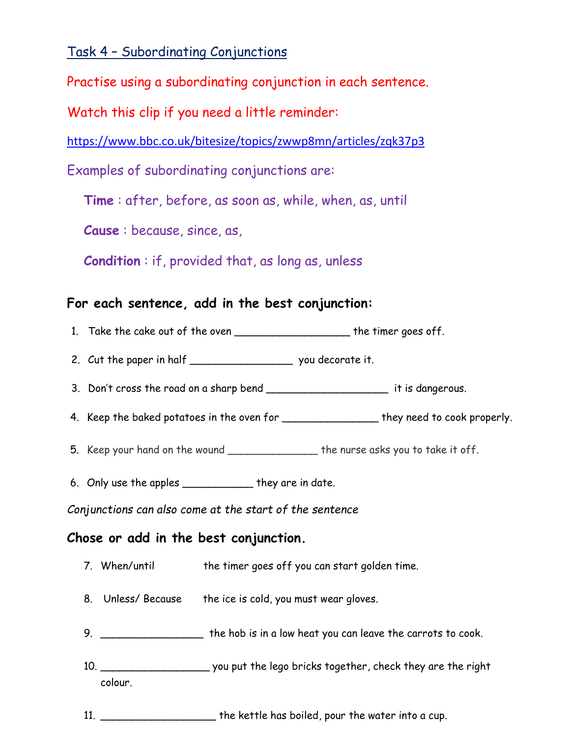## Task 4 – Subordinating Conjunctions

Practise using a subordinating conjunction in each sentence.

Watch this clip if you need a little reminder:

https://www.bbc.co.uk/bitesize/topics/zwwp8mn/articles/zqk37p3

Examples of subordinating conjunctions are:

**Time** : after, before, as soon as, while, when, as, until

**Cause** : because, since, as,

**Condition** : if, provided that, as long as, unless

### For each sentence, add in the best conjunction:

1. Take the cake out of the oven __________________ the timer goes off.
2. Cut the paper in half ________________ you decorate it.
3. Don't cross the road on a sharp bend ___________________ it is dangerous.
4. Keep the baked potatoes in the oven for _______________ they need to cook properly.
5. Keep your hand on the wound ______________ the nurse asks you to take it off.
6. Only use the apples ___________ they are in date.

*Conjunctions can also come at the start of the sentence*

### Chose or add in the best conjunction.

7. When/until the timer goes off you can start golden time.
8. Unless/ Because the ice is cold, you must wear gloves.
9. ________________ the hob is in a low heat you can leave the carrots to cook.
10. _________________ you put the lego bricks together, check they are the right colour.
11. __________________ the kettle has boiled, pour the water into a cup.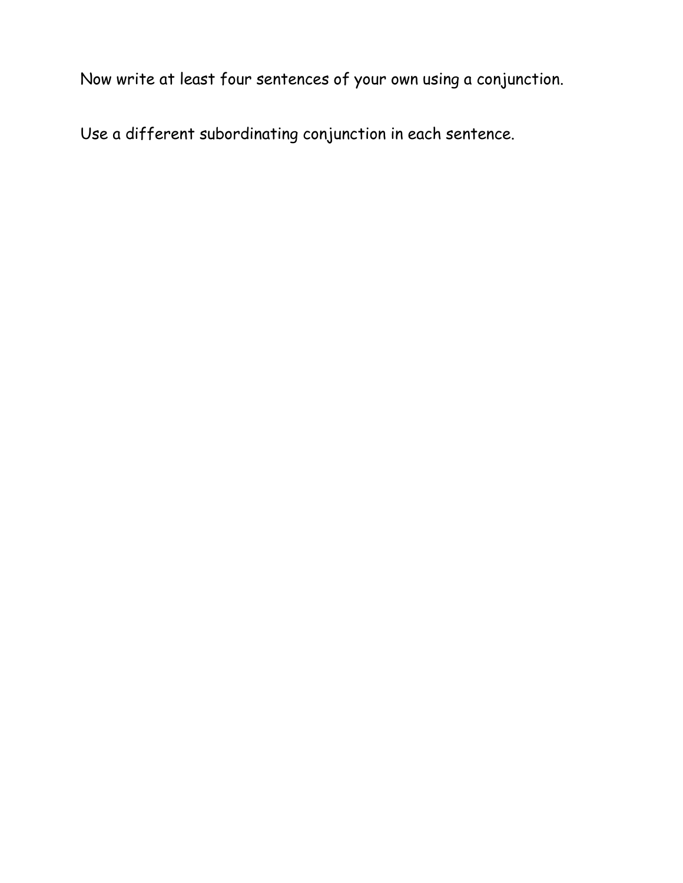Now write at least four sentences of your own using a conjunction.

Use a different subordinating conjunction in each sentence.